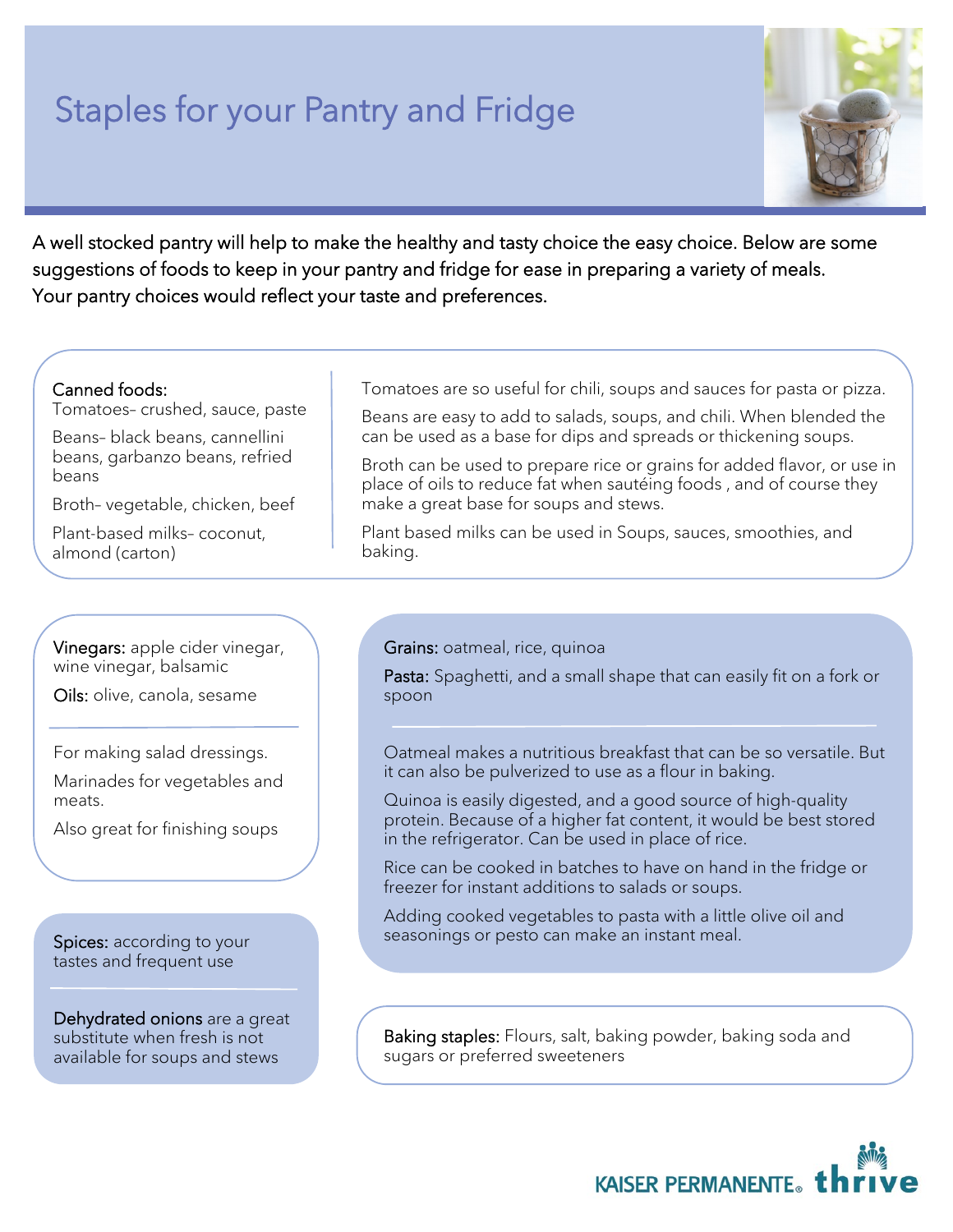# Staples for your Pantry and Fridge

A well stocked pantry will help to make the healthy and tasty choice the easy choice. Below are some suggestions of foods to keep in your pantry and fridge for ease in preparing a variety of meals. Your pantry choices would reflect your taste and preferences.

**Canned foods:**

Tomatoes– crushed, sauce, paste

Beans– black beans, cannellini beans, garbanzo beans, refried beans

Broth– vegetable, chicken, beef

Plant-based milks– coconut, almond (carton)

Tomatoes are so useful for chili, soups and sauces for pasta or pizza.

Beans are easy to add to salads, soups, and chili. When blended the can be used as a base for dips and spreads or thickening soups.

Broth can be used to prepare rice or grains for added flavor, or use in place of oils to reduce fat when sautéing foods , and of course they make a great base for soups and stews.

Plant based milks can be used in Soups, sauces, smoothies, and baking.

**Vinegars:** apple cider vinegar, wine vinegar, balsamic

**Oils:** olive, canola, sesame

For making salad dressings.

Marinades for vegetables and meats.

Also great for finishing soups

**Grains:** oatmeal, rice, quinoa

**Pasta:** Spaghetti, and a small shape that can easily fit on a fork or spoon

Oatmeal makes a nutritious breakfast that can be so versatile. But it can also be pulverized to use as a flour in baking.

Quinoa is easily digested, and a good source of high-quality protein. Because of a higher fat content, it would be best stored in the refrigerator. Can be used in place of rice.

Rice can be cooked in batches to have on hand in the fridge or freezer for instant additions to salads or soups.

Adding cooked vegetables to pasta with a little olive oil and seasonings or pesto can make an instant meal.

**Spices:** according to your tastes and frequent use

**Dehydrated onions** are a great substitute when fresh is not available for soups and stews

**Baking staples:** Flours, salt, baking powder, baking soda and sugars or preferred sweeteners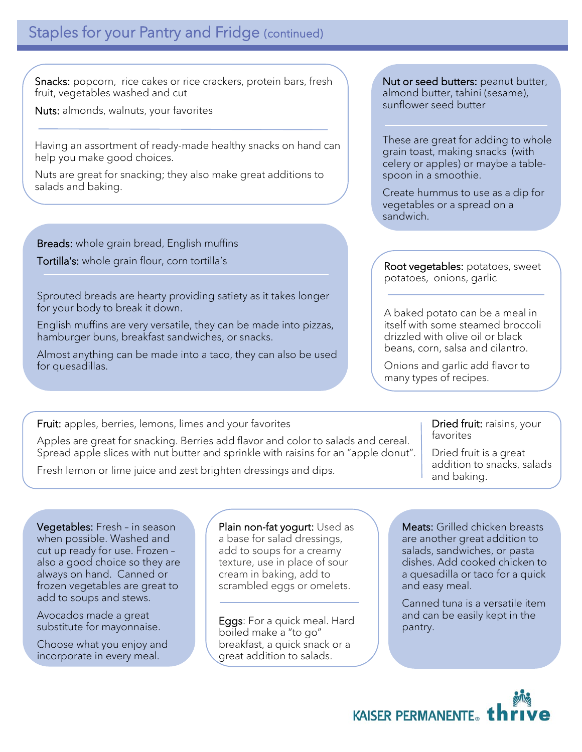## Staples for your Pantry and Fridge (continued)

**Snacks:** popcorn, rice cakes or rice crackers, protein bars, fresh fruit, vegetables washed and cut

**Nuts:** almonds, walnuts, your favorites

Having an assortment of ready-made healthy snacks on hand can help you make good choices.

Nuts are great for snacking; they also make great additions to salads and baking.

**Nut or seed butters:** peanut butter, almond butter, tahini (sesame), sunflower seed butter

These are great for adding to whole grain toast, making snacks (with celery or apples) or maybe a table-spoon in a smoothie.

Create hummus to use as a dip for vegetables or a spread on a sandwich.

**Breads:** whole grain bread, English muffins

**Tortilla's:** whole grain flour, corn tortilla's

Sprouted breads are hearty providing satiety as it takes longer for your body to break it down.

English muffins are very versatile, they can be made into pizzas, hamburger buns, breakfast sandwiches, or snacks.

Almost anything can be made into a taco, they can also be used for quesadillas.

**Root vegetables:** potatoes, sweet potatoes, onions, garlic

A baked potato can be a meal in itself with some steamed broccoli drizzled with olive oil or black beans, corn, salsa and cilantro.

Onions and garlic add flavor to many types of recipes.

**Fruit:** apples, berries, lemons, limes and your favorites

Apples are great for snacking. Berries add flavor and color to salads and cereal. Spread apple slices with nut butter and sprinkle with raisins for an "apple donut".

Fresh lemon or lime juice and zest brighten dressings and dips.

**Dried fruit:** raisins, your favorites

Dried fruit is a great addition to snacks, salads and baking.

**Vegetables:** Fresh – in season when possible. Washed and cut up ready for use. Frozen – also a good choice so they are always on hand. Canned or frozen vegetables are great to add to soups and stews.

Avocados made a great substitute for mayonnaise.

Choose what you enjoy and incorporate in every meal.

**Plain non-fat yogurt:** Used as a base for salad dressings, add to soups for a creamy texture, use in place of sour cream in baking, add to scrambled eggs or omelets.

**Eggs**: For a quick meal. Hard boiled make a "to go" breakfast, a quick snack or a great addition to salads.

**Meats:** Grilled chicken breasts are another great addition to salads, sandwiches, or pasta dishes. Add cooked chicken to a quesadilla or taco for a quick and easy meal.

Canned tuna is a versatile item and can be easily kept in the pantry.

KAISER PERMANENTE® thrive